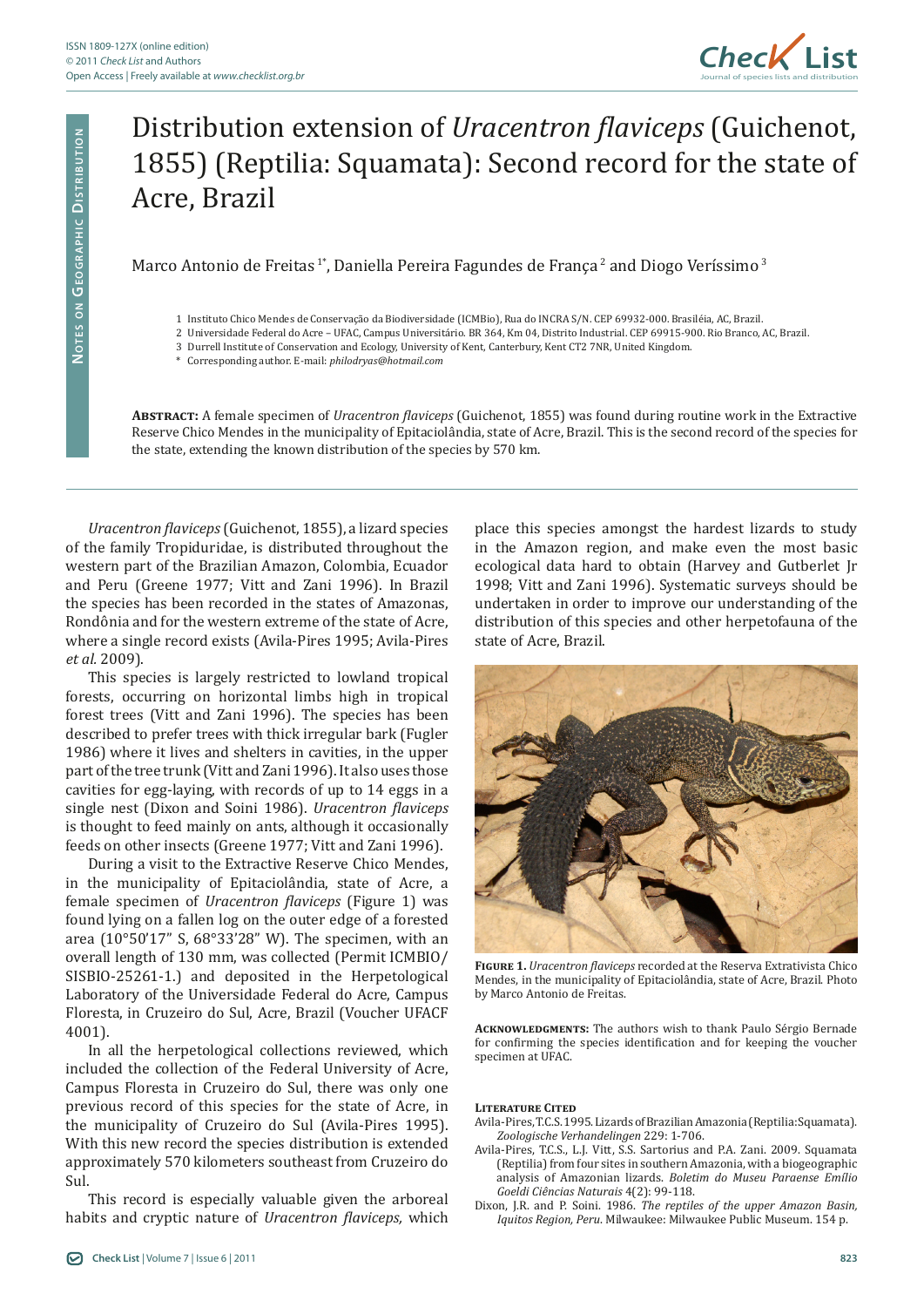# Distribution extension of *Uracentron flaviceps* (Guichenot, 1855) (Reptilia: Squamata): Second record for the state of Acre, Brazil

Marco Antonio de Freitas [1*], Daniella Pereira Fagundes de França [2] and Diogo Veríssimo [3]

1 Instituto Chico Mendes de Conservação da Biodiversidade (ICMBio), Rua do INCRA S/N. CEP 69932-000. Brasiléia, AC, Brazil.
2 Universidade Federal do Acre – UFAC, Campus Universitário. BR 364, Km 04, Distrito Industrial. CEP 69915-900. Rio Branco, AC, Brazil.
3 Durrell Institute of Conservation and Ecology, University of Kent, Canterbury, Kent CT2 7NR, United Kingdom.
\* Corresponding author. E-mail: *philodryas@hotmail.com*

**Abstract:** A female specimen of *Uracentron flaviceps* (Guichenot, 1855) was found during routine work in the Extractive Reserve Chico Mendes in the municipality of Epitaciolândia, state of Acre, Brazil. This is the second record of the species for the state, extending the known distribution of the species by 570 km.

*Uracentron flaviceps* (Guichenot, 1855), a lizard species of the family Tropiduridae, is distributed throughout the western part of the Brazilian Amazon, Colombia, Ecuador and Peru (Greene 1977; Vitt and Zani 1996). In Brazil the species has been recorded in the states of Amazonas, Rondônia and for the western extreme of the state of Acre, where a single record exists (Avila-Pires 1995; Avila-Pires *et al.* 2009).

This species is largely restricted to lowland tropical forests, occurring on horizontal limbs high in tropical forest trees (Vitt and Zani 1996). The species has been described to prefer trees with thick irregular bark (Fugler 1986) where it lives and shelters in cavities, in the upper part of the tree trunk (Vitt and Zani 1996). It also uses those cavities for egg-laying, with records of up to 14 eggs in a single nest (Dixon and Soini 1986). *Uracentron flaviceps* is thought to feed mainly on ants, although it occasionally feeds on other insects (Greene 1977; Vitt and Zani 1996).

During a visit to the Extractive Reserve Chico Mendes, in the municipality of Epitaciolândia, state of Acre, a female specimen of *Uracentron flaviceps* (Figure 1) was found lying on a fallen log on the outer edge of a forested area (10°50'17" S, 68°33'28" W). The specimen, with an overall length of 130 mm, was collected (Permit ICMBIO/SISBIO-25261-1.) and deposited in the Herpetological Laboratory of the Universidade Federal do Acre, Campus Floresta, in Cruzeiro do Sul, Acre, Brazil (Voucher UFACF 4001).

In all the herpetological collections reviewed, which included the collection of the Federal University of Acre, Campus Floresta in Cruzeiro do Sul, there was only one previous record of this species for the state of Acre, in the municipality of Cruzeiro do Sul (Avila-Pires 1995). With this new record the species distribution is extended approximately 570 kilometers southeast from Cruzeiro do Sul.

This record is especially valuable given the arboreal habits and cryptic nature of *Uracentron flaviceps,* which place this species amongst the hardest lizards to study in the Amazon region, and make even the most basic ecological data hard to obtain (Harvey and Gutberlet Jr 1998; Vitt and Zani 1996). Systematic surveys should be undertaken in order to improve our understanding of the distribution of this species and other herpetofauna of the state of Acre, Brazil.

**Figure 1.** *Uracentron flaviceps* recorded at the Reserva Extrativista Chico Mendes, in the municipality of Epitaciolândia, state of Acre, Brazil. Photo by Marco Antonio de Freitas.

**Acknowledgments:** The authors wish to thank Paulo Sérgio Bernade for confirming the species identification and for keeping the voucher specimen at UFAC.

## Literature Cited

Avila-Pires, T.C.S. 1995. Lizards of Brazilian Amazonia (Reptilia: Squamata). *Zoologische Verhandelingen* 229: 1-706.

Avila-Pires, T.C.S., L.J. Vitt, S.S. Sartorius and P.A. Zani. 2009. Squamata (Reptilia) from four sites in southern Amazonia, with a biogeographic analysis of Amazonian lizards. *Boletim do Museu Paraense Emílio Goeldi Ciências Naturais* 4(2): 99-118.

Dixon, J.R. and P. Soini. 1986. *The reptiles of the upper Amazon Basin, Iquitos Region, Peru*. Milwaukee: Milwaukee Public Museum. 154 p.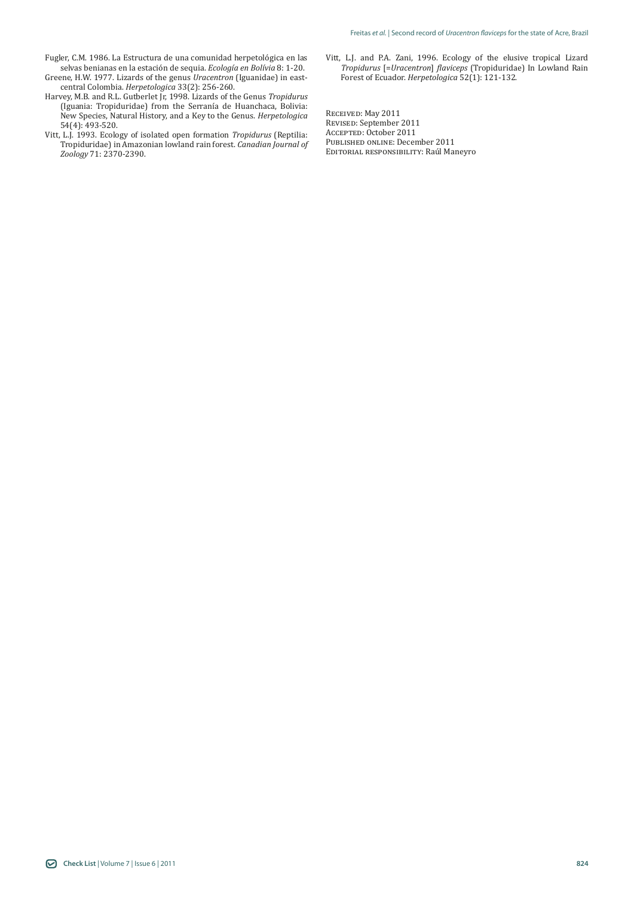Fugler, C.M. 1986. La Estructura de una comunidad herpetológica en las selvas benianas en la estación de sequia. *Ecología en Bolívia* 8: 1-20.

Greene, H.W. 1977. Lizards of the genus *Uracentron* (Iguanidae) in east-central Colombia. *Herpetologica* 33(2): 256-260.

Harvey, M.B. and R.L. Gutberlet Jr, 1998. Lizards of the Genus *Tropidurus* (Iguania: Tropiduridae) from the Serranía de Huanchaca, Bolivia: New Species, Natural History, and a Key to the Genus. *Herpetologica* 54(4): 493-520.

Vitt, L.J. 1993. Ecology of isolated open formation *Tropidurus* (Reptilia: Tropiduridae) in Amazonian lowland rain forest. *Canadian Journal of Zoology* 71: 2370-2390.

Vitt, L.J. and P.A. Zani, 1996. Ecology of the elusive tropical Lizard *Tropidurus* [=*Uracentron*] *flaviceps* (Tropiduridae) In Lowland Rain Forest of Ecuador. *Herpetologica* 52(1): 121-132.

Received: May 2011
Revised: September 2011
Accepted: October 2011
Published online: December 2011
Editorial responsibility: Raúl Maneyro